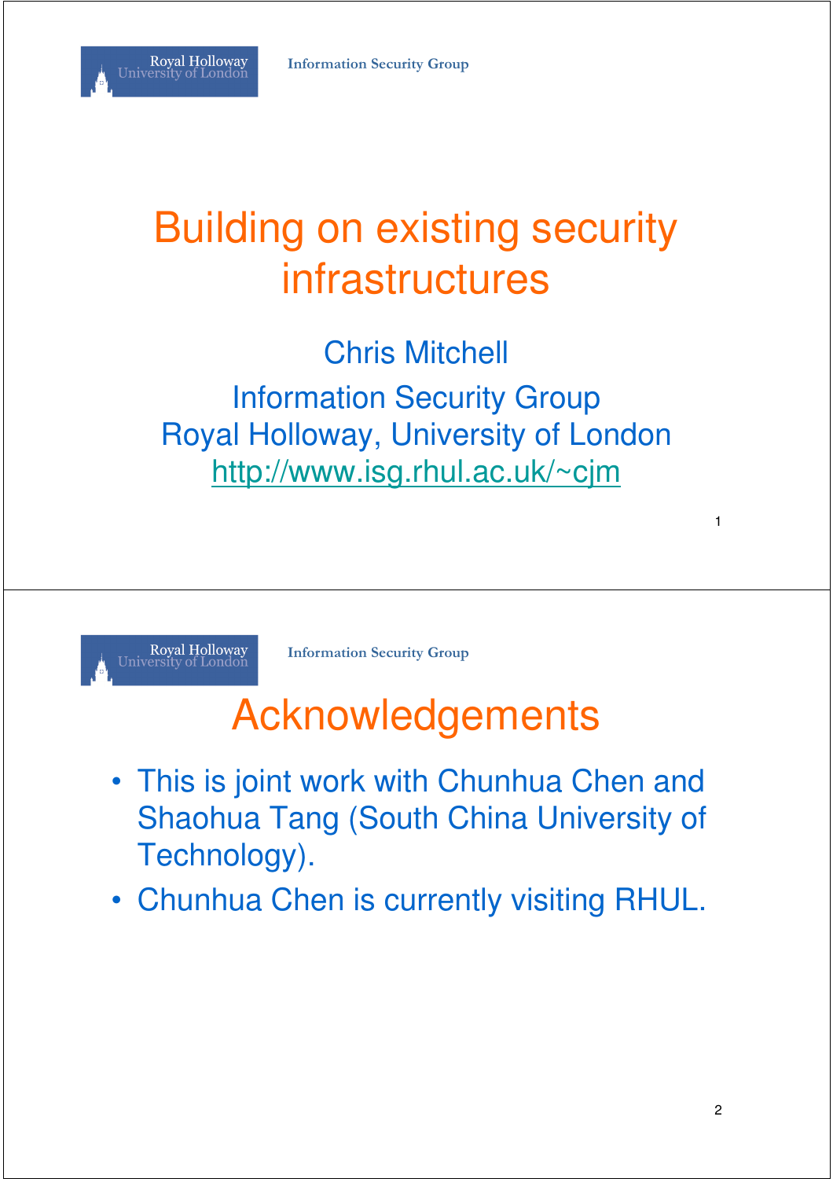# Building on existing security infrastructures

Chris Mitchell

Information Security Group
Royal Holloway, University of London
http://www.isg.rhul.ac.uk/~cjm

## Acknowledgements

- This is joint work with Chunhua Chen and Shaohua Tang (South China University of Technology).
- Chunhua Chen is currently visiting RHUL.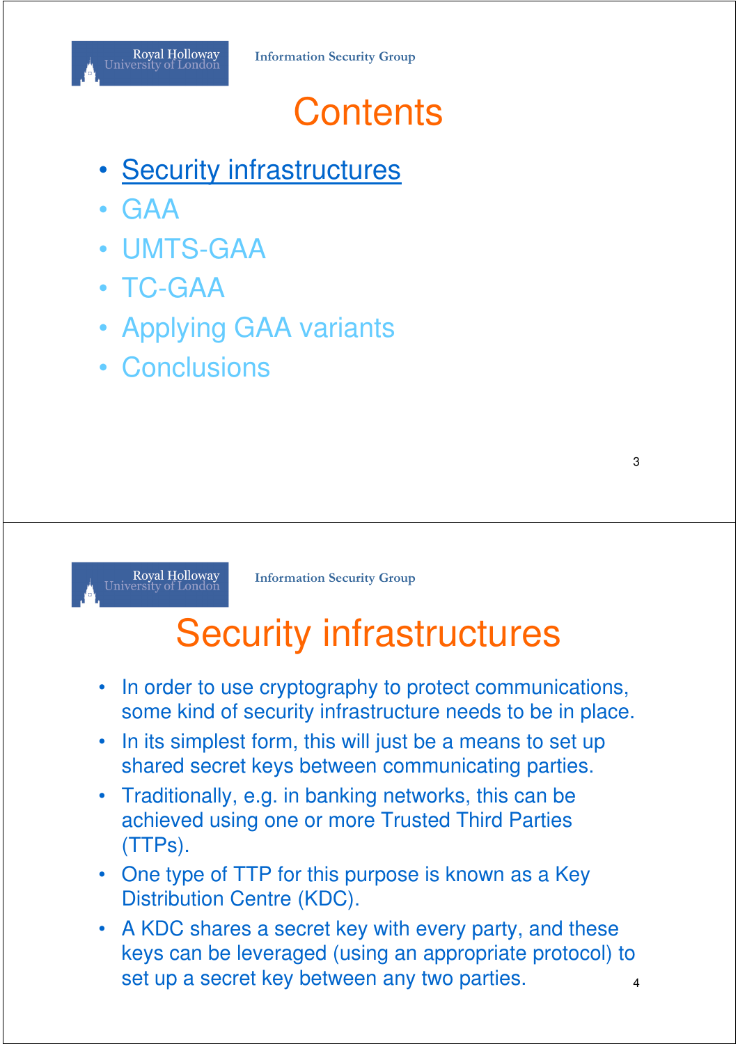# Contents

- Security infrastructures
- GAA
- UMTS-GAA
- TC-GAA
- Applying GAA variants
- Conclusions

# Security infrastructures

- In order to use cryptography to protect communications, some kind of security infrastructure needs to be in place.
- In its simplest form, this will just be a means to set up shared secret keys between communicating parties.
- Traditionally, e.g. in banking networks, this can be achieved using one or more Trusted Third Parties (TTPs).
- One type of TTP for this purpose is known as a Key Distribution Centre (KDC).
- A KDC shares a secret key with every party, and these keys can be leveraged (using an appropriate protocol) to set up a secret key between any two parties.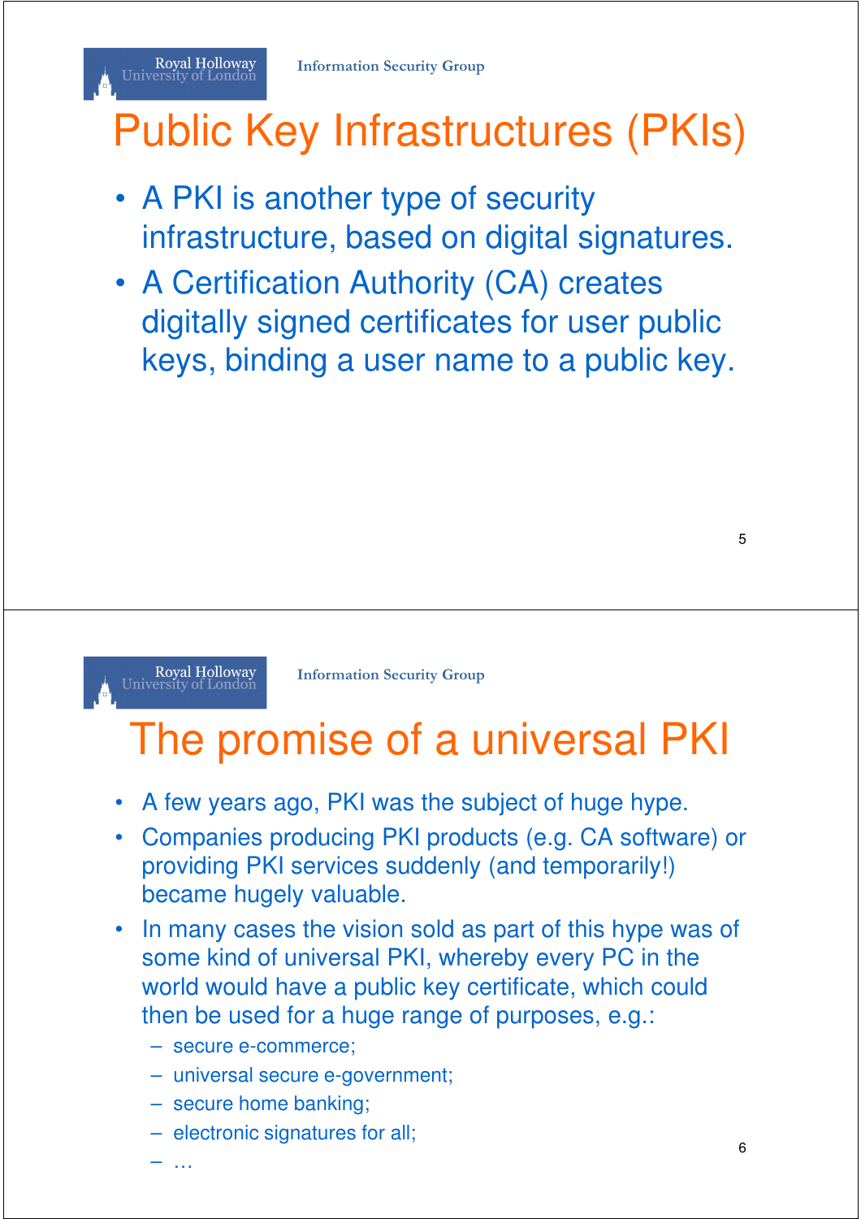# Public Key Infrastructures (PKIs)

- A PKI is another type of security infrastructure, based on digital signatures.
- A Certification Authority (CA) creates digitally signed certificates for user public keys, binding a user name to a public key.

# The promise of a universal PKI

- A few years ago, PKI was the subject of huge hype.
- Companies producing PKI products (e.g. CA software) or providing PKI services suddenly (and temporarily!) became hugely valuable.
- In many cases the vision sold as part of this hype was of some kind of universal PKI, whereby every PC in the world would have a public key certificate, which could then be used for a huge range of purposes, e.g.:
  - secure e-commerce;
  - universal secure e-government;
  - secure home banking;
  - electronic signatures for all;
  - …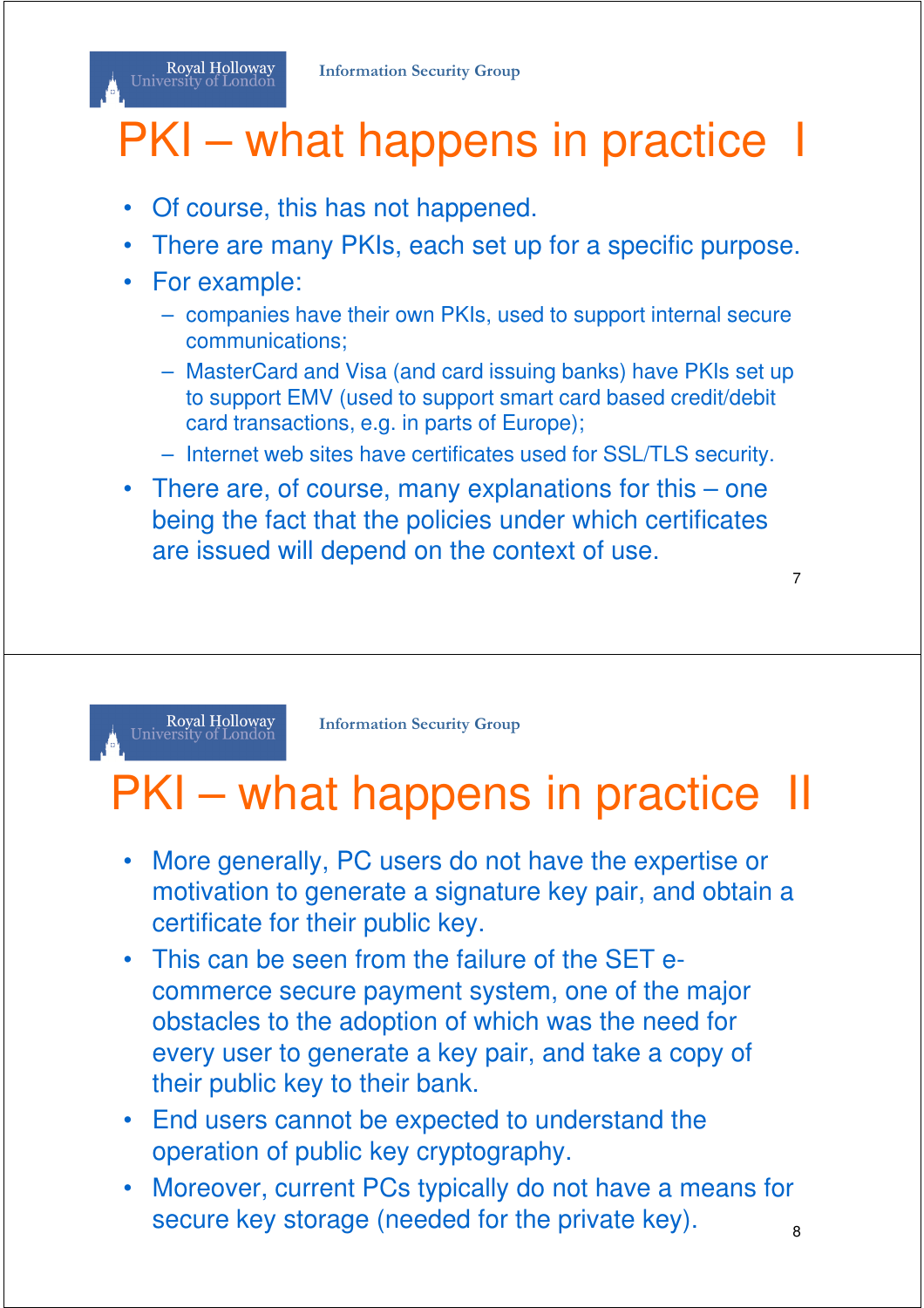# PKI – what happens in practice I

- Of course, this has not happened.
- There are many PKIs, each set up for a specific purpose.
- For example:
  - companies have their own PKIs, used to support internal secure communications;
  - MasterCard and Visa (and card issuing banks) have PKIs set up to support EMV (used to support smart card based credit/debit card transactions, e.g. in parts of Europe);
  - Internet web sites have certificates used for SSL/TLS security.
- There are, of course, many explanations for this – one being the fact that the policies under which certificates are issued will depend on the context of use.

# PKI – what happens in practice II

- More generally, PC users do not have the expertise or motivation to generate a signature key pair, and obtain a certificate for their public key.
- This can be seen from the failure of the SET e-commerce secure payment system, one of the major obstacles to the adoption of which was the need for every user to generate a key pair, and take a copy of their public key to their bank.
- End users cannot be expected to understand the operation of public key cryptography.
- Moreover, current PCs typically do not have a means for secure key storage (needed for the private key).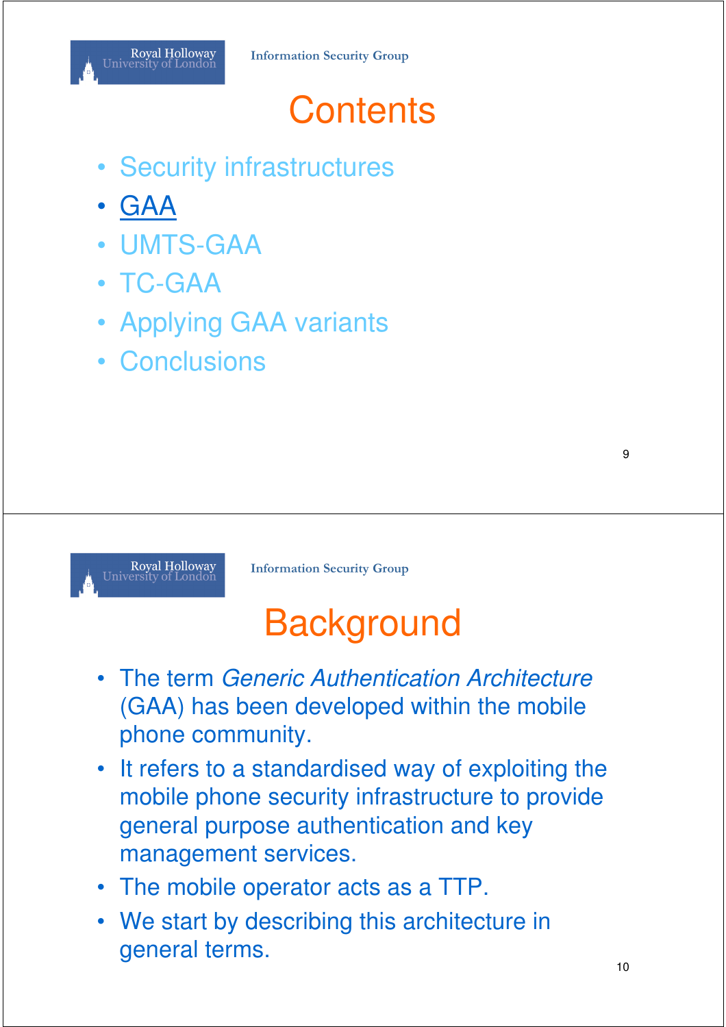# Contents

- Security infrastructures
- GAA
- UMTS-GAA
- TC-GAA
- Applying GAA variants
- Conclusions

# Background

- The term *Generic Authentication Architecture* (GAA) has been developed within the mobile phone community.
- It refers to a standardised way of exploiting the mobile phone security infrastructure to provide general purpose authentication and key management services.
- The mobile operator acts as a TTP.
- We start by describing this architecture in general terms.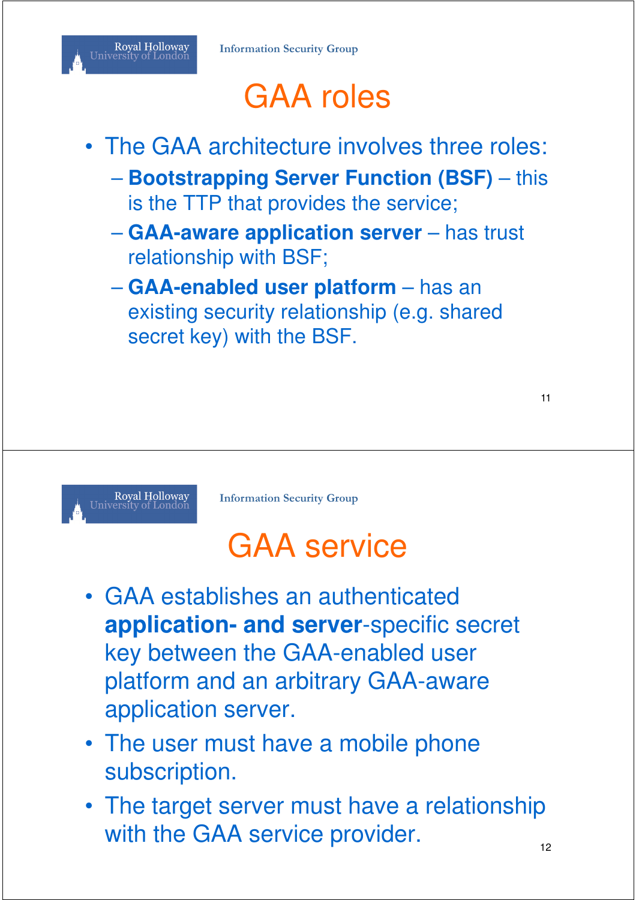# GAA roles

- The GAA architecture involves three roles:
  - **Bootstrapping Server Function (BSF)** – this is the TTP that provides the service;
  - **GAA-aware application server** – has trust relationship with BSF;
  - **GAA-enabled user platform** – has an existing security relationship (e.g. shared secret key) with the BSF.

# GAA service

- GAA establishes an authenticated **application- and server**-specific secret key between the GAA-enabled user platform and an arbitrary GAA-aware application server.
- The user must have a mobile phone subscription.
- The target server must have a relationship with the GAA service provider.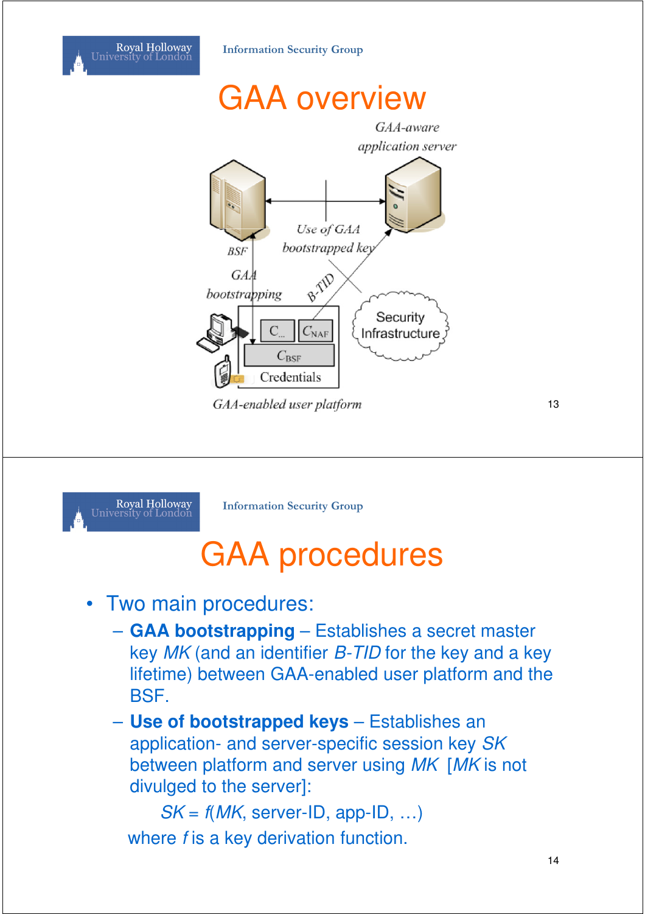# GAA overview

GAA-aware application server

Use of GAA bootstrapped key

BSF

GAA bootstrapping

B-TID

$C_{...}$ $C_{NAF}$

$C_{BSF}$

Credentials

Security Infrastructure

GAA-enabled user platform

# GAA procedures

- Two main procedures:
  - **GAA bootstrapping** – Establishes a secret master key *MK* (and an identifier *B-TID* for the key and a key lifetime) between GAA-enabled user platform and the BSF.
  - **Use of bootstrapped keys** – Establishes an application- and server-specific session key *SK* between platform and server using *MK* [*MK* is not divulged to the server]:

    $SK = f(MK, \text{server-ID}, \text{app-ID}, \ldots)$

    where $f$ is a key derivation function.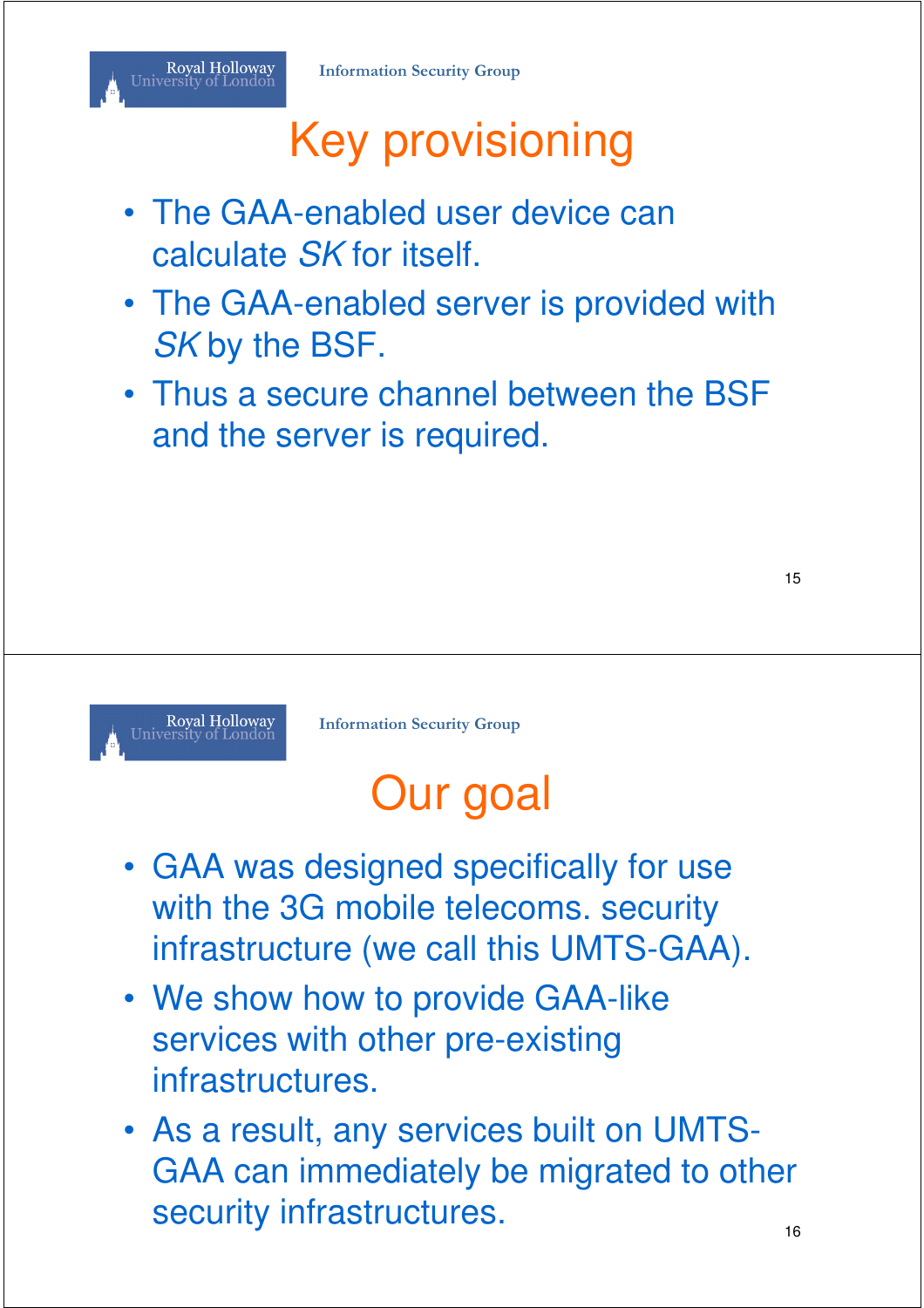# Key provisioning

- The GAA-enabled user device can calculate *SK* for itself.
- The GAA-enabled server is provided with *SK* by the BSF.
- Thus a secure channel between the BSF and the server is required.

# Our goal

- GAA was designed specifically for use with the 3G mobile telecoms. security infrastructure (we call this UMTS-GAA).
- We show how to provide GAA-like services with other pre-existing infrastructures.
- As a result, any services built on UMTS-GAA can immediately be migrated to other security infrastructures.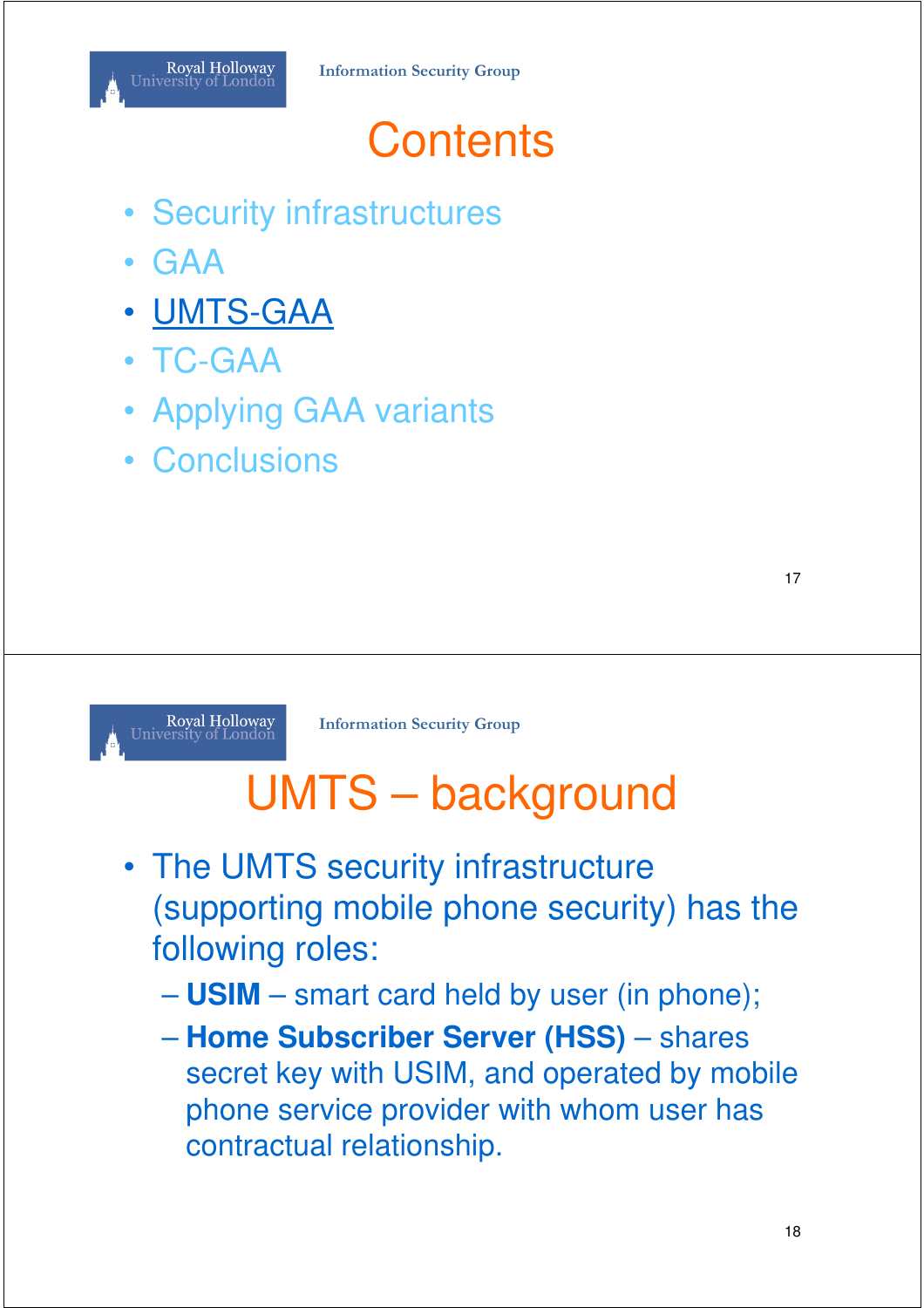# Contents

- Security infrastructures
- GAA
- UMTS-GAA
- TC-GAA
- Applying GAA variants
- Conclusions

# UMTS – background

- The UMTS security infrastructure (supporting mobile phone security) has the following roles:
  - **USIM** – smart card held by user (in phone);
  - **Home Subscriber Server (HSS)** – shares secret key with USIM, and operated by mobile phone service provider with whom user has contractual relationship.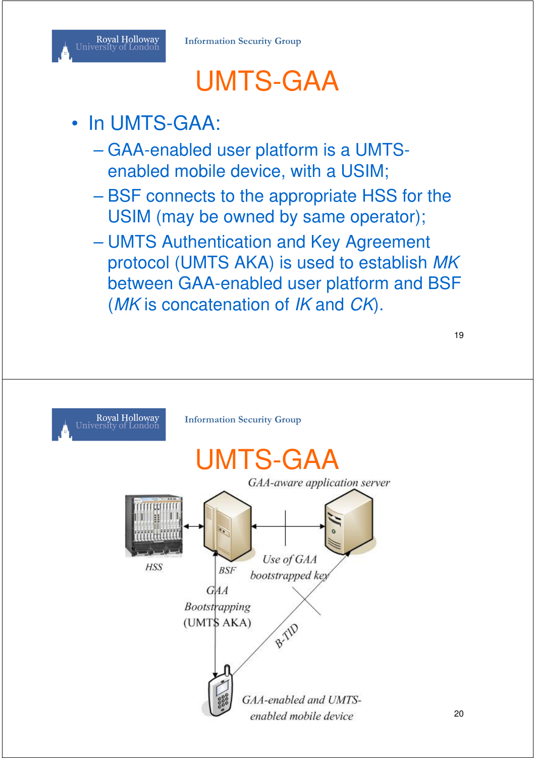# UMTS-GAA

- In UMTS-GAA:
  - GAA-enabled user platform is a UMTS-enabled mobile device, with a USIM;
  - BSF connects to the appropriate HSS for the USIM (may be owned by same operator);
  - UMTS Authentication and Key Agreement protocol (UMTS AKA) is used to establish *MK* between GAA-enabled user platform and BSF (*MK* is concatenation of *IK* and *CK*).

# UMTS-GAA

*GAA-aware application server*

HSS

BSF

*Use of GAA bootstrapped key*

*GAA Bootstrapping* (UMTS AKA)

*B-TID*

*GAA-enabled and UMTS-enabled mobile device*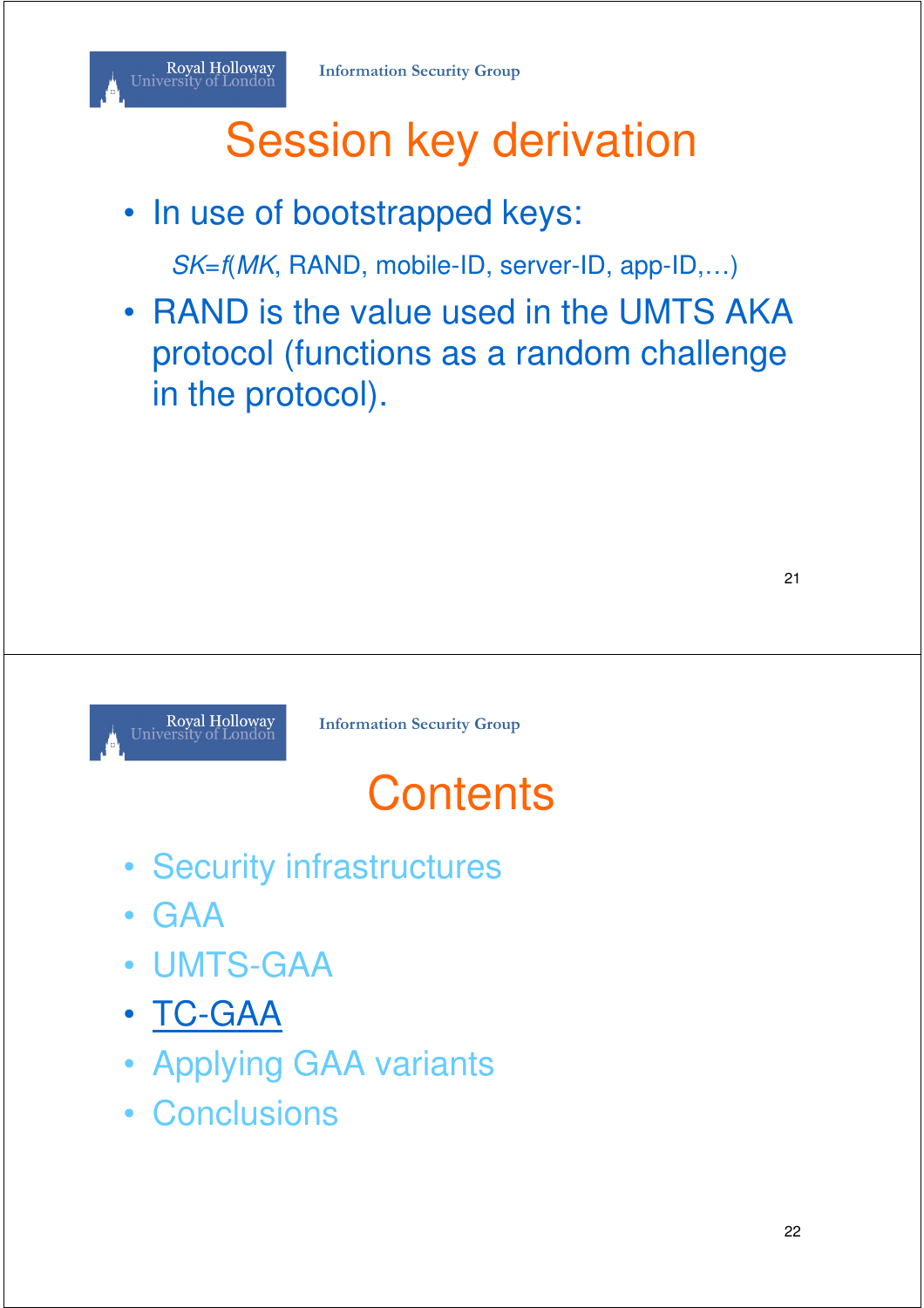# Session key derivation

- In use of bootstrapped keys:

  $SK = f(MK$, RAND, mobile-ID, server-ID, app-ID,…)

- RAND is the value used in the UMTS AKA protocol (functions as a random challenge in the protocol).

# Contents

- Security infrastructures
- GAA
- UMTS-GAA
- TC-GAA
- Applying GAA variants
- Conclusions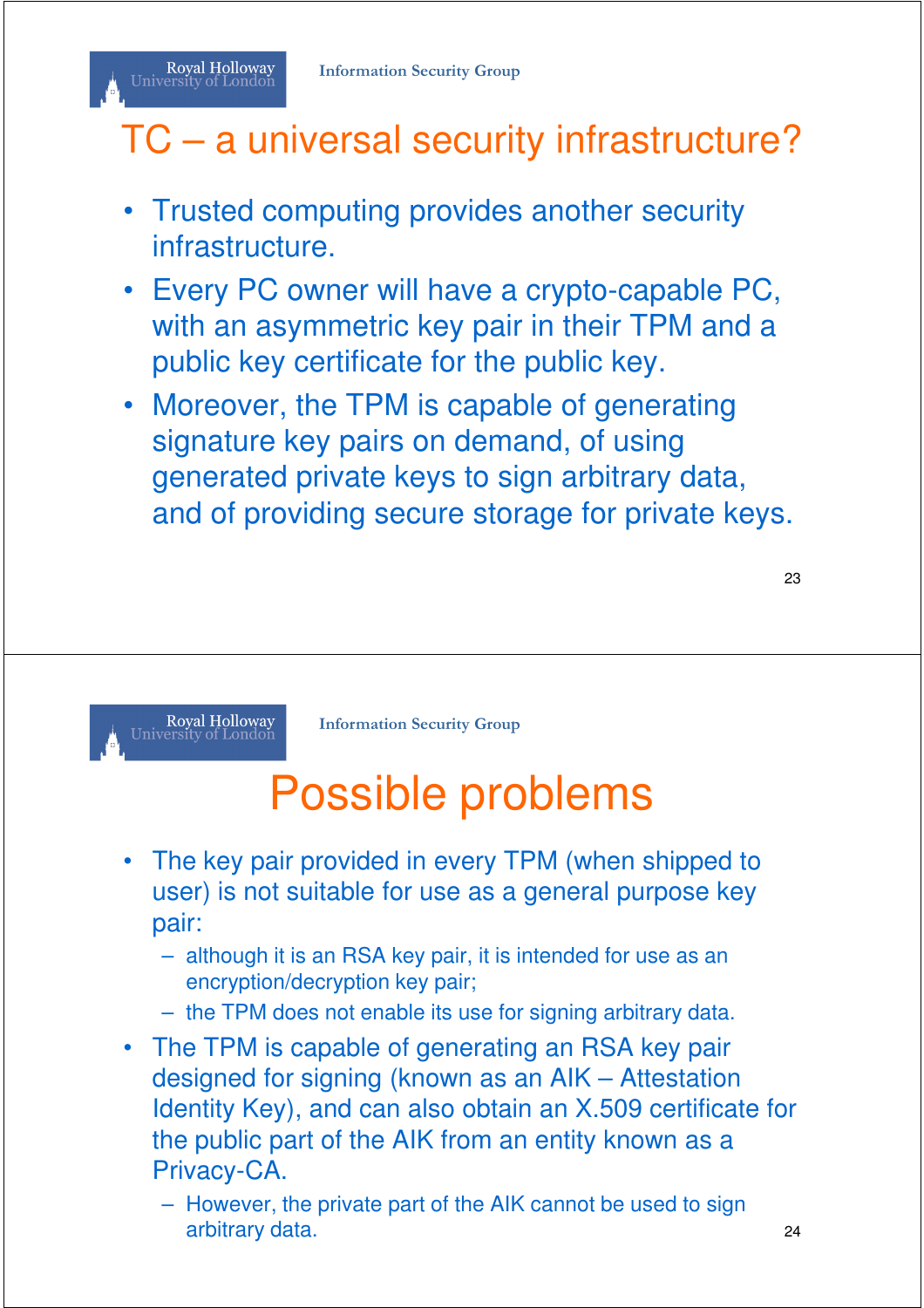# TC – a universal security infrastructure?

- Trusted computing provides another security infrastructure.
- Every PC owner will have a crypto-capable PC, with an asymmetric key pair in their TPM and a public key certificate for the public key.
- Moreover, the TPM is capable of generating signature key pairs on demand, of using generated private keys to sign arbitrary data, and of providing secure storage for private keys.

# Possible problems

- The key pair provided in every TPM (when shipped to user) is not suitable for use as a general purpose key pair:
  - although it is an RSA key pair, it is intended for use as an encryption/decryption key pair;
  - the TPM does not enable its use for signing arbitrary data.
- The TPM is capable of generating an RSA key pair designed for signing (known as an AIK – Attestation Identity Key), and can also obtain an X.509 certificate for the public part of the AIK from an entity known as a Privacy-CA.
  - However, the private part of the AIK cannot be used to sign arbitrary data.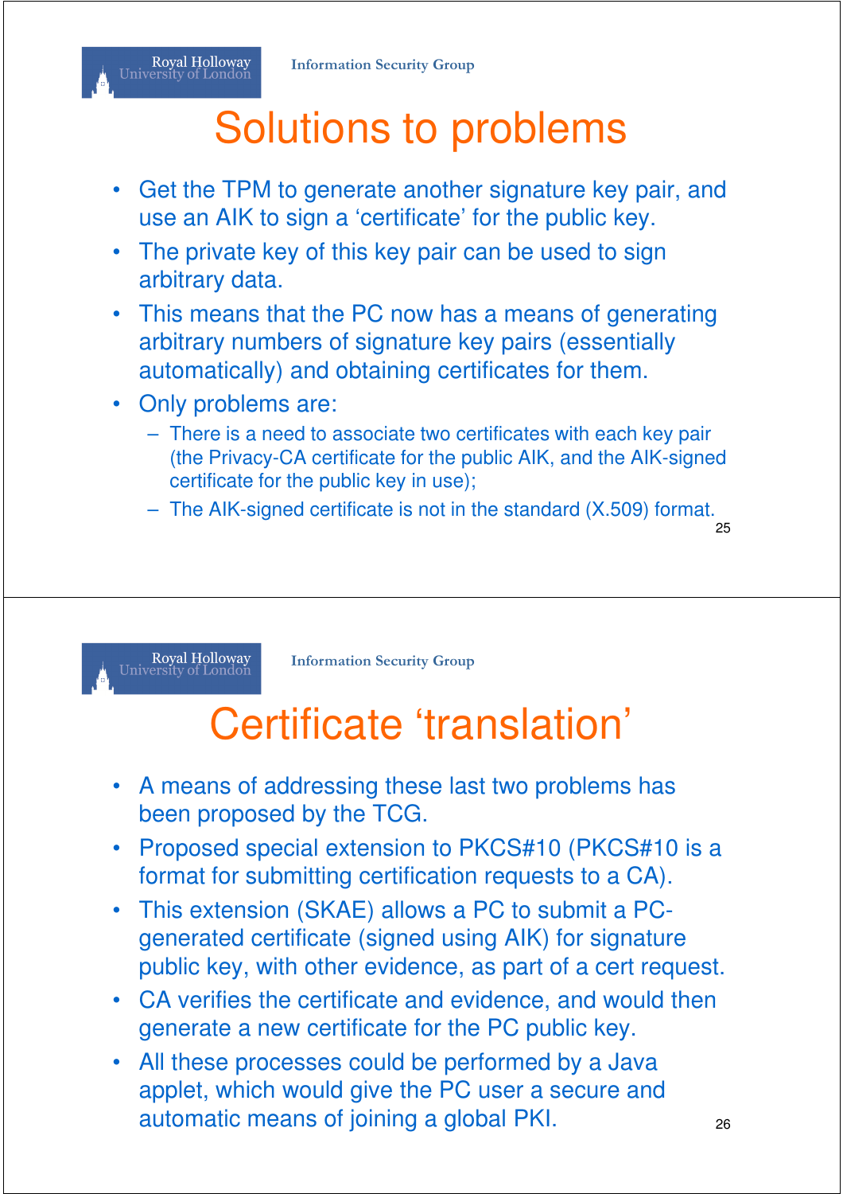# Solutions to problems

- Get the TPM to generate another signature key pair, and use an AIK to sign a 'certificate' for the public key.
- The private key of this key pair can be used to sign arbitrary data.
- This means that the PC now has a means of generating arbitrary numbers of signature key pairs (essentially automatically) and obtaining certificates for them.
- Only problems are:
  - There is a need to associate two certificates with each key pair (the Privacy-CA certificate for the public AIK, and the AIK-signed certificate for the public key in use);
  - The AIK-signed certificate is not in the standard (X.509) format.

# Certificate 'translation'

- A means of addressing these last two problems has been proposed by the TCG.
- Proposed special extension to PKCS#10 (PKCS#10 is a format for submitting certification requests to a CA).
- This extension (SKAE) allows a PC to submit a PC-generated certificate (signed using AIK) for signature public key, with other evidence, as part of a cert request.
- CA verifies the certificate and evidence, and would then generate a new certificate for the PC public key.
- All these processes could be performed by a Java applet, which would give the PC user a secure and automatic means of joining a global PKI.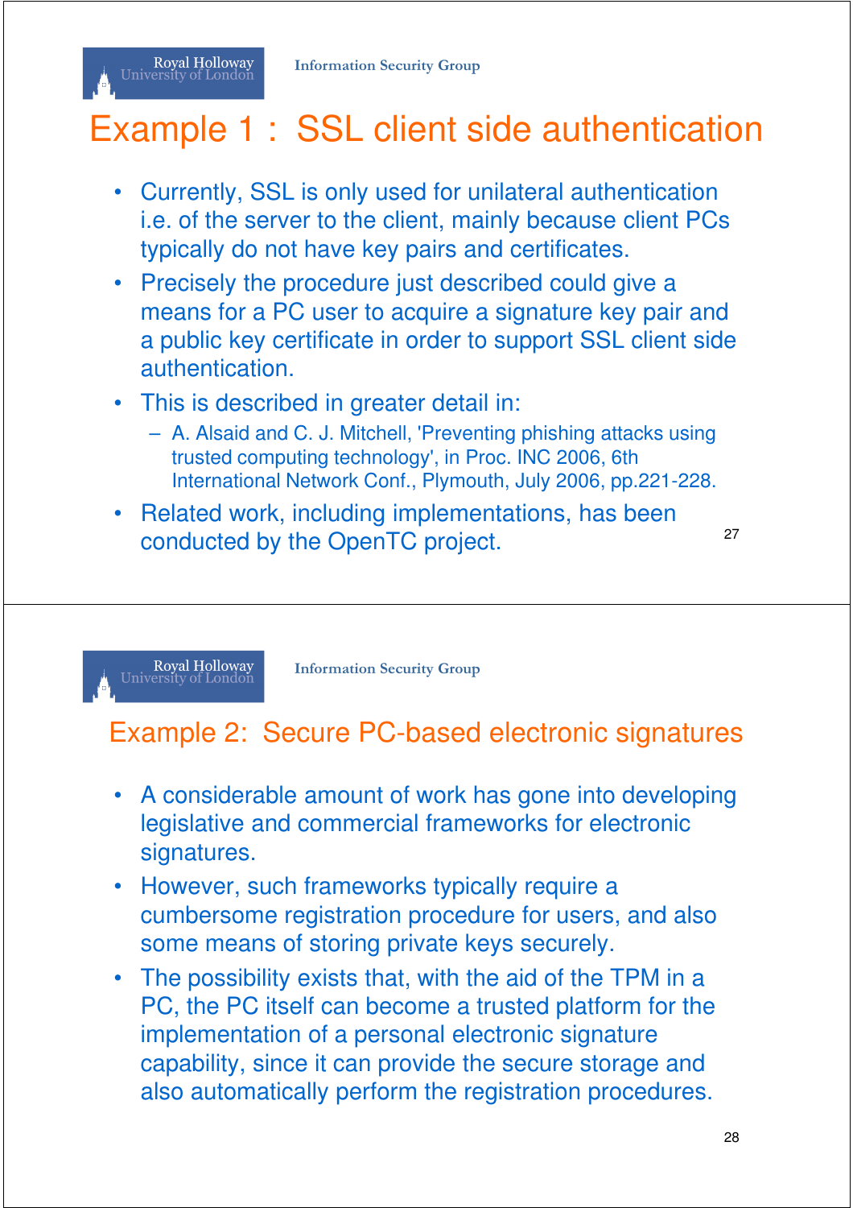# Example 1 : SSL client side authentication

- Currently, SSL is only used for unilateral authentication i.e. of the server to the client, mainly because client PCs typically do not have key pairs and certificates.
- Precisely the procedure just described could give a means for a PC user to acquire a signature key pair and a public key certificate in order to support SSL client side authentication.
- This is described in greater detail in:
  - A. Alsaid and C. J. Mitchell, 'Preventing phishing attacks using trusted computing technology', in Proc. INC 2006, 6th International Network Conf., Plymouth, July 2006, pp.221-228.
- Related work, including implementations, has been conducted by the OpenTC project.

# Example 2: Secure PC-based electronic signatures

- A considerable amount of work has gone into developing legislative and commercial frameworks for electronic signatures.
- However, such frameworks typically require a cumbersome registration procedure for users, and also some means of storing private keys securely.
- The possibility exists that, with the aid of the TPM in a PC, the PC itself can become a trusted platform for the implementation of a personal electronic signature capability, since it can provide the secure storage and also automatically perform the registration procedures.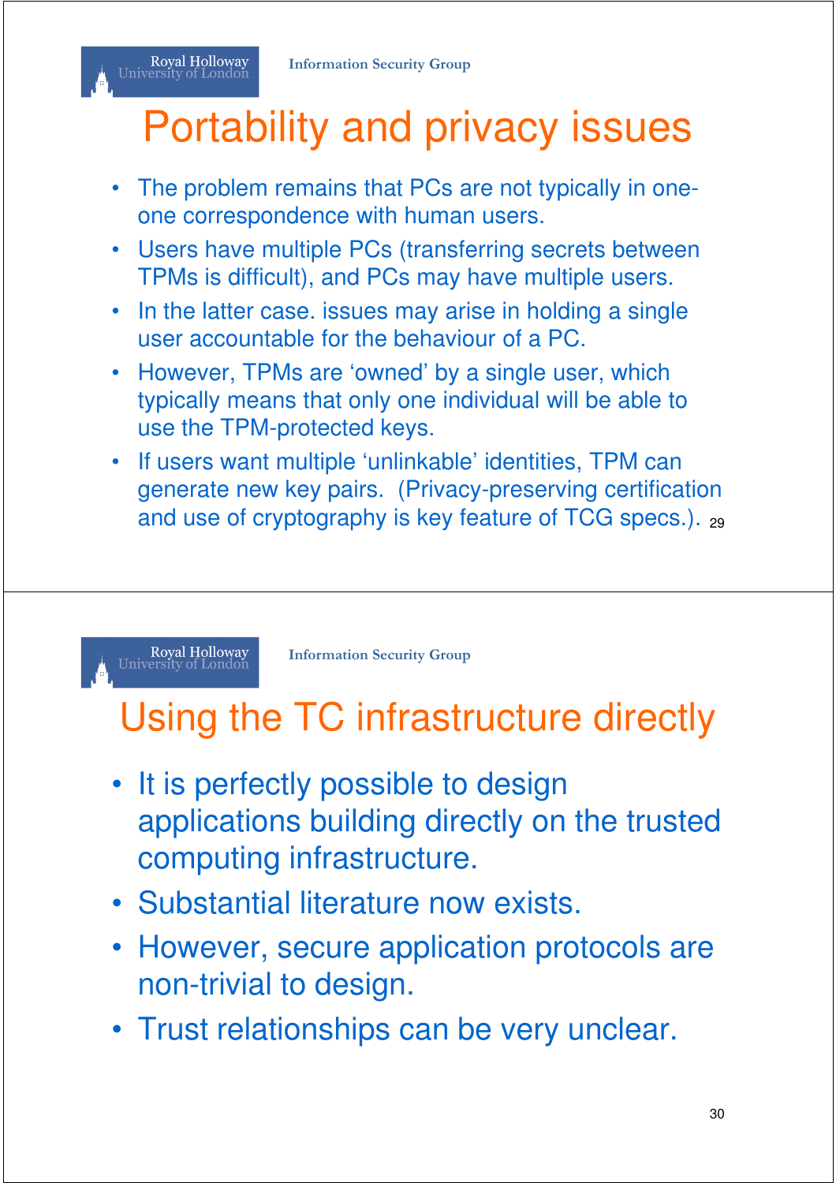# Portability and privacy issues

- The problem remains that PCs are not typically in one-one correspondence with human users.
- Users have multiple PCs (transferring secrets between TPMs is difficult), and PCs may have multiple users.
- In the latter case. issues may arise in holding a single user accountable for the behaviour of a PC.
- However, TPMs are 'owned' by a single user, which typically means that only one individual will be able to use the TPM-protected keys.
- If users want multiple 'unlinkable' identities, TPM can generate new key pairs. (Privacy-preserving certification and use of cryptography is key feature of TCG specs.).

# Using the TC infrastructure directly

- It is perfectly possible to design applications building directly on the trusted computing infrastructure.
- Substantial literature now exists.
- However, secure application protocols are non-trivial to design.
- Trust relationships can be very unclear.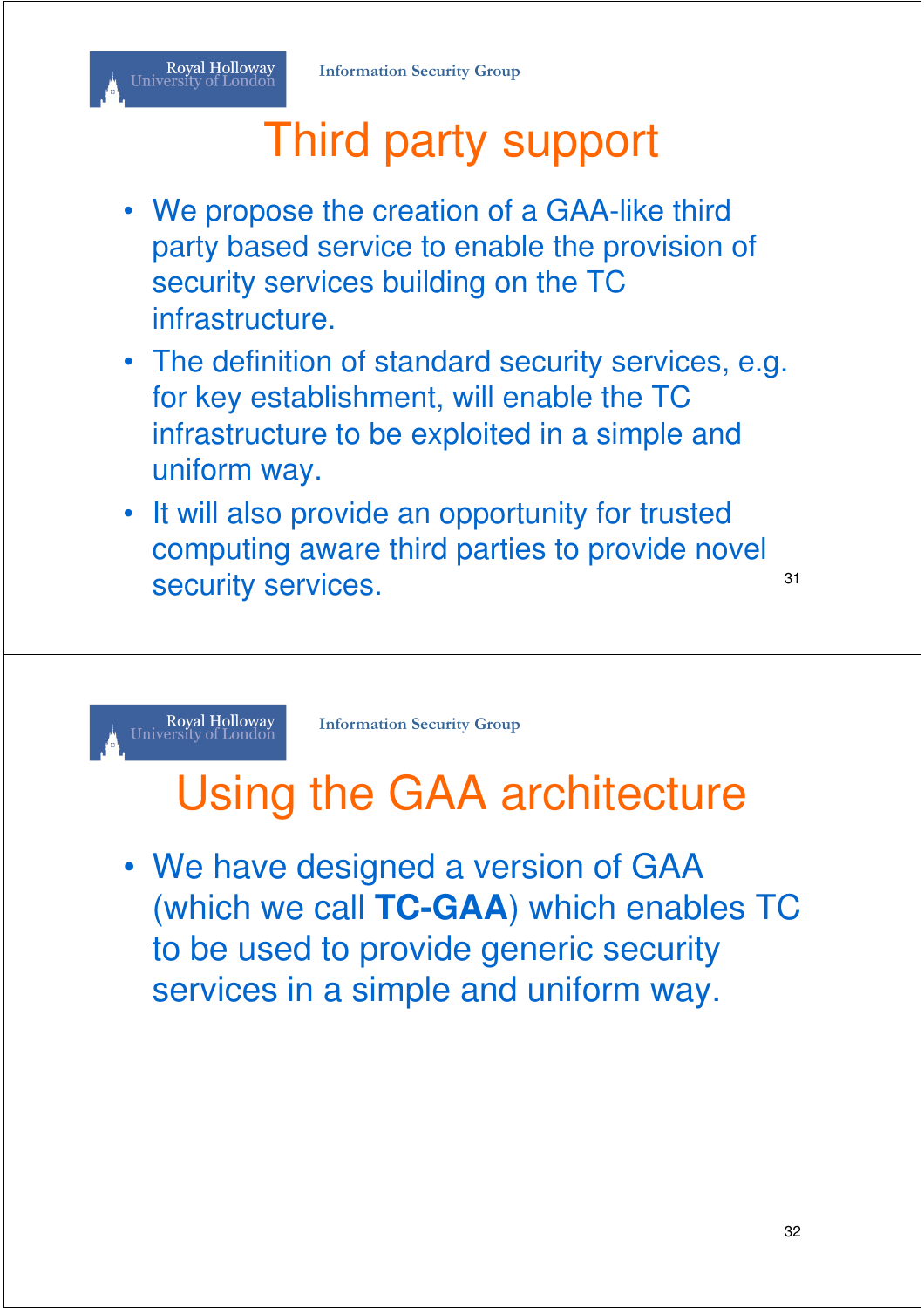# Third party support

- We propose the creation of a GAA-like third party based service to enable the provision of security services building on the TC infrastructure.
- The definition of standard security services, e.g. for key establishment, will enable the TC infrastructure to be exploited in a simple and uniform way.
- It will also provide an opportunity for trusted computing aware third parties to provide novel security services.

# Using the GAA architecture

- We have designed a version of GAA (which we call **TC-GAA**) which enables TC to be used to provide generic security services in a simple and uniform way.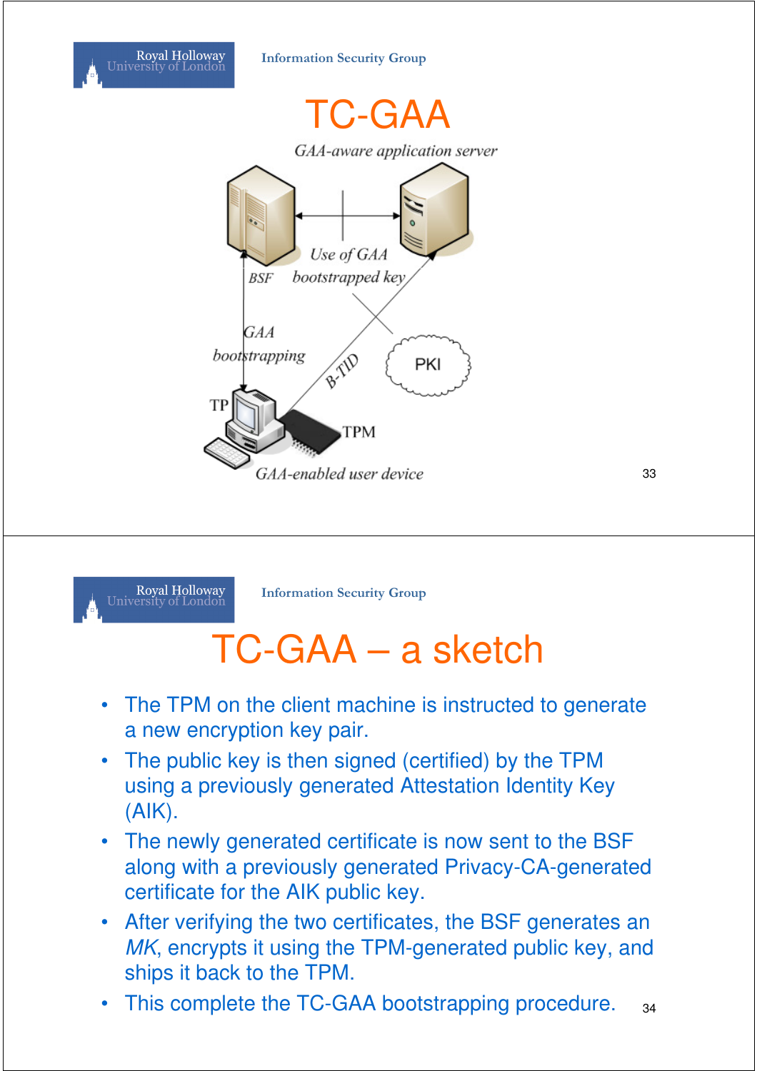# TC-GAA

GAA-aware application server

Use of GAA bootstrapped key

BSF

GAA bootstrapping

B-TID

PKI

TP

TPM

GAA-enabled user device

# TC-GAA – a sketch

- The TPM on the client machine is instructed to generate a new encryption key pair.
- The public key is then signed (certified) by the TPM using a previously generated Attestation Identity Key (AIK).
- The newly generated certificate is now sent to the BSF along with a previously generated Privacy-CA-generated certificate for the AIK public key.
- After verifying the two certificates, the BSF generates an *MK*, encrypts it using the TPM-generated public key, and ships it back to the TPM.
- This complete the TC-GAA bootstrapping procedure.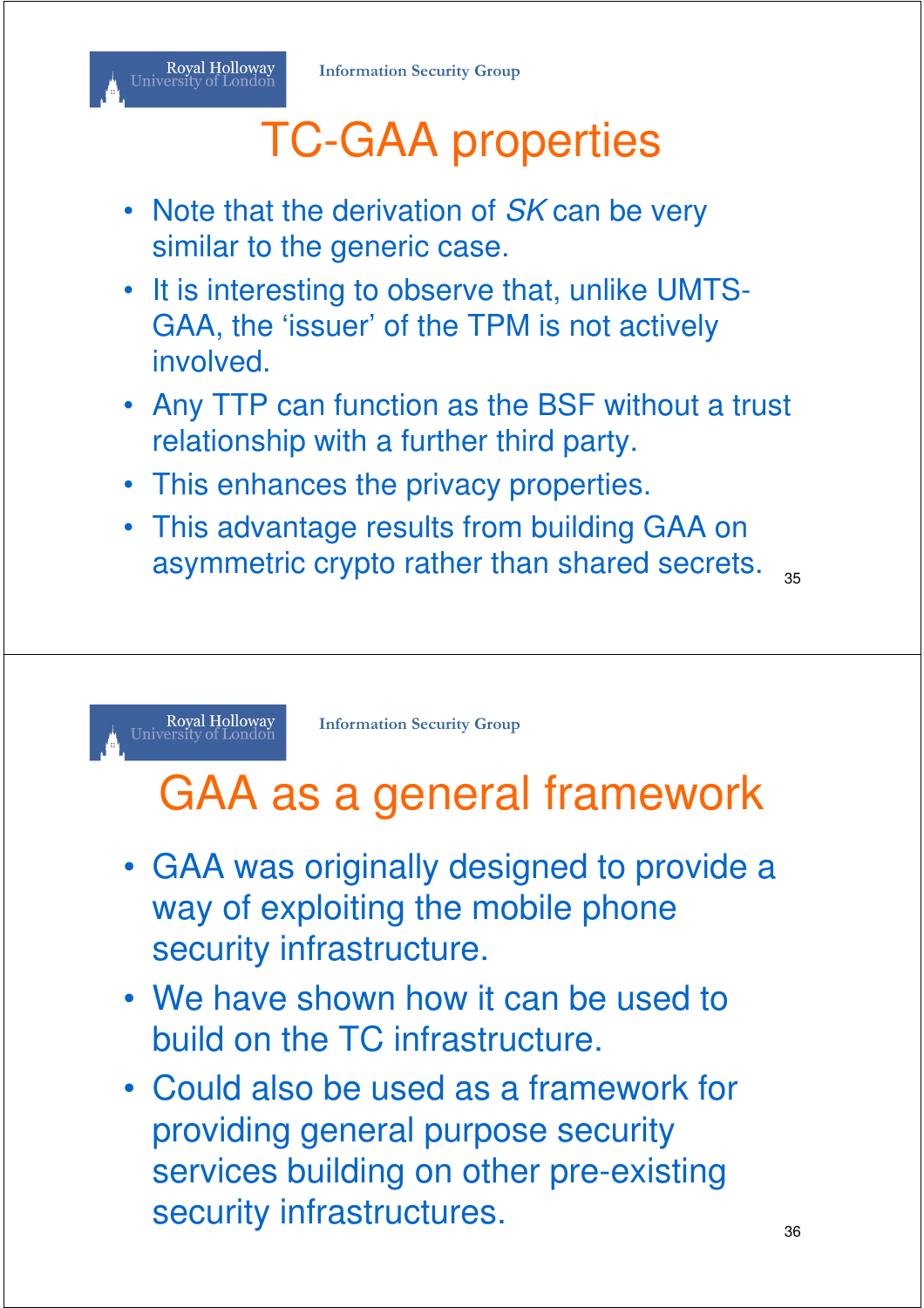# TC-GAA properties

- Note that the derivation of *SK* can be very similar to the generic case.
- It is interesting to observe that, unlike UMTS-GAA, the 'issuer' of the TPM is not actively involved.
- Any TTP can function as the BSF without a trust relationship with a further third party.
- This enhances the privacy properties.
- This advantage results from building GAA on asymmetric crypto rather than shared secrets.

# GAA as a general framework

- GAA was originally designed to provide a way of exploiting the mobile phone security infrastructure.
- We have shown how it can be used to build on the TC infrastructure.
- Could also be used as a framework for providing general purpose security services building on other pre-existing security infrastructures.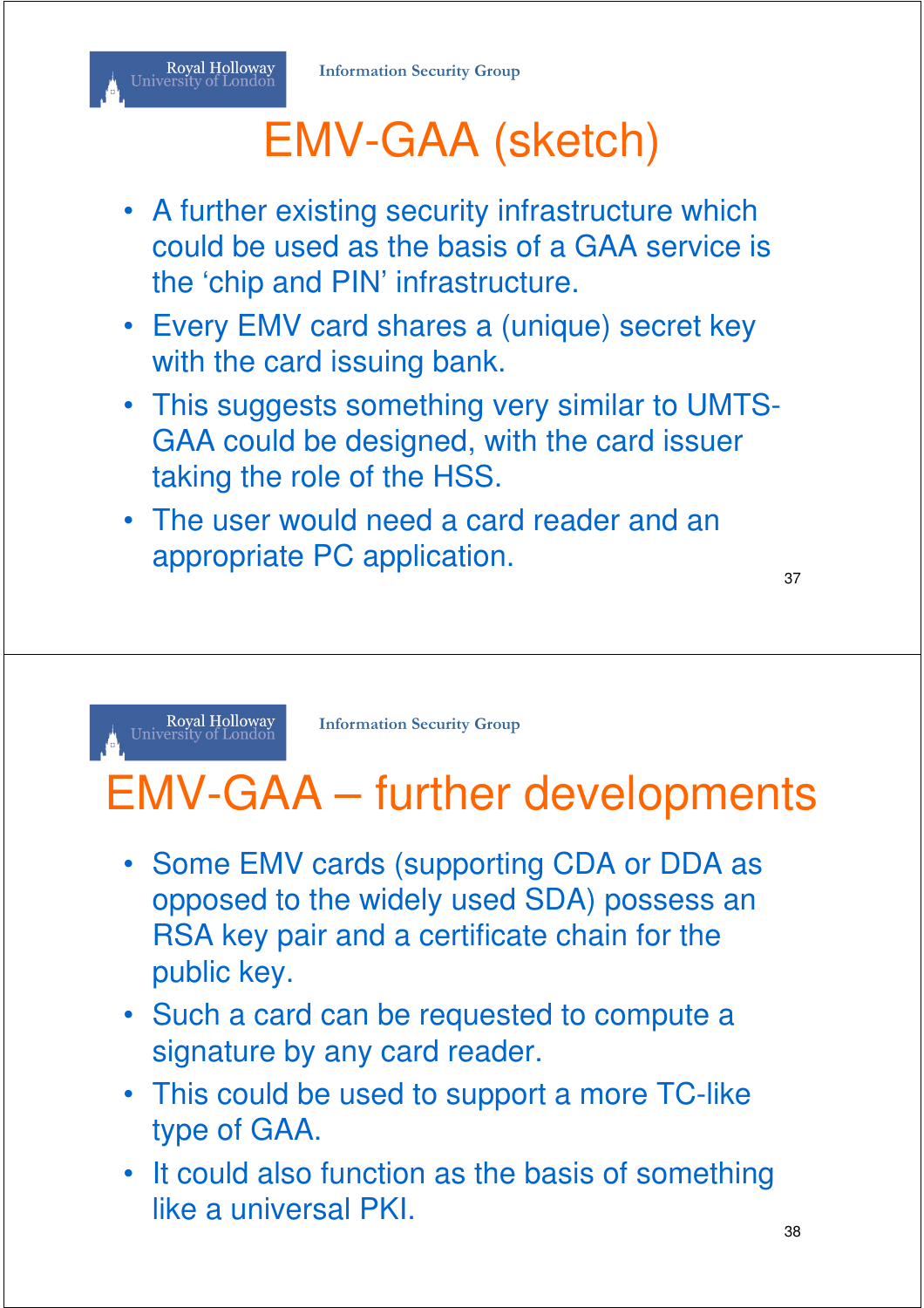# EMV-GAA (sketch)

- A further existing security infrastructure which could be used as the basis of a GAA service is the 'chip and PIN' infrastructure.
- Every EMV card shares a (unique) secret key with the card issuing bank.
- This suggests something very similar to UMTS-GAA could be designed, with the card issuer taking the role of the HSS.
- The user would need a card reader and an appropriate PC application.

# EMV-GAA – further developments

- Some EMV cards (supporting CDA or DDA as opposed to the widely used SDA) possess an RSA key pair and a certificate chain for the public key.
- Such a card can be requested to compute a signature by any card reader.
- This could be used to support a more TC-like type of GAA.
- It could also function as the basis of something like a universal PKI.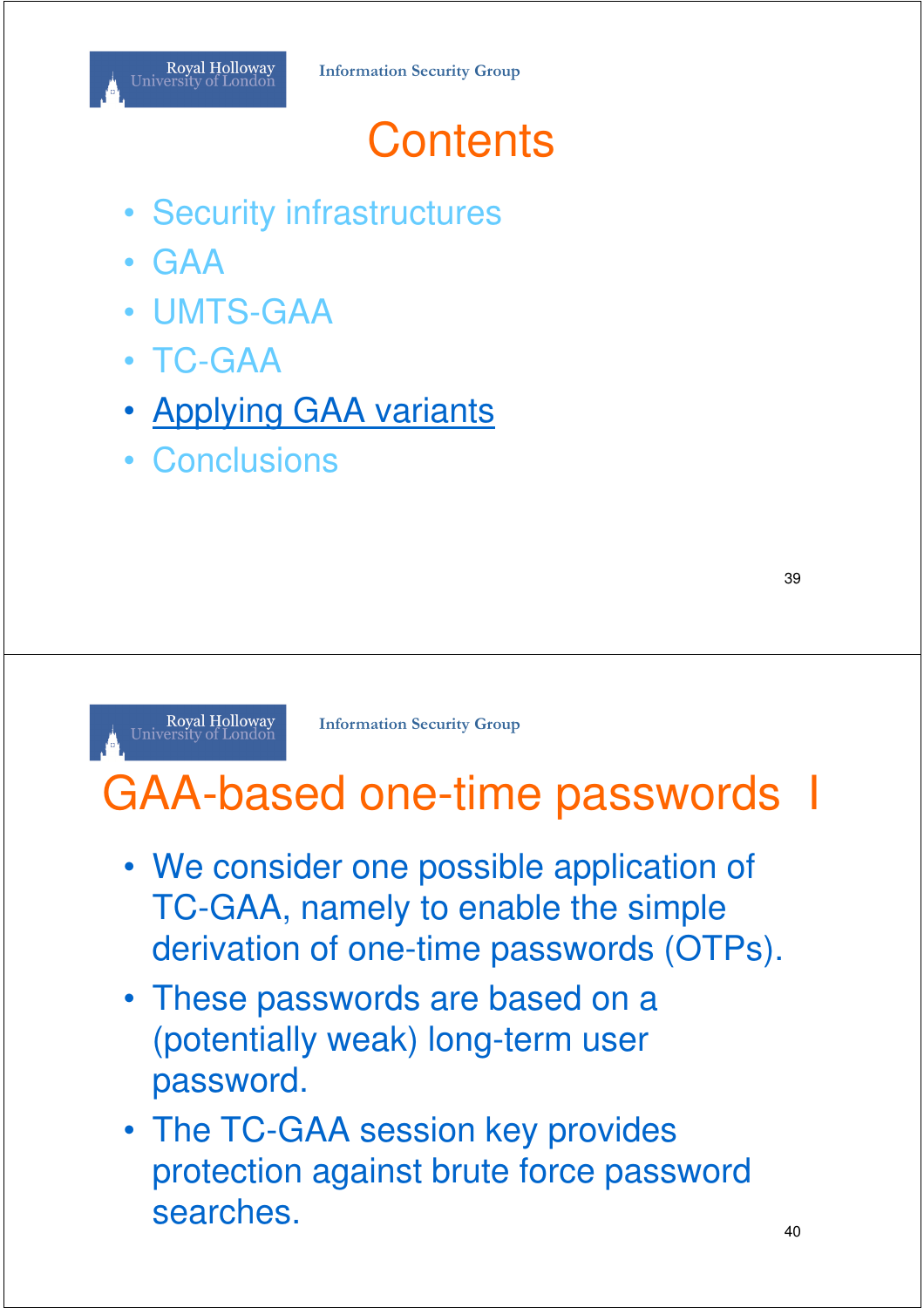# Contents

- Security infrastructures
- GAA
- UMTS-GAA
- TC-GAA
- Applying GAA variants
- Conclusions

# GAA-based one-time passwords I

- We consider one possible application of TC-GAA, namely to enable the simple derivation of one-time passwords (OTPs).
- These passwords are based on a (potentially weak) long-term user password.
- The TC-GAA session key provides protection against brute force password searches.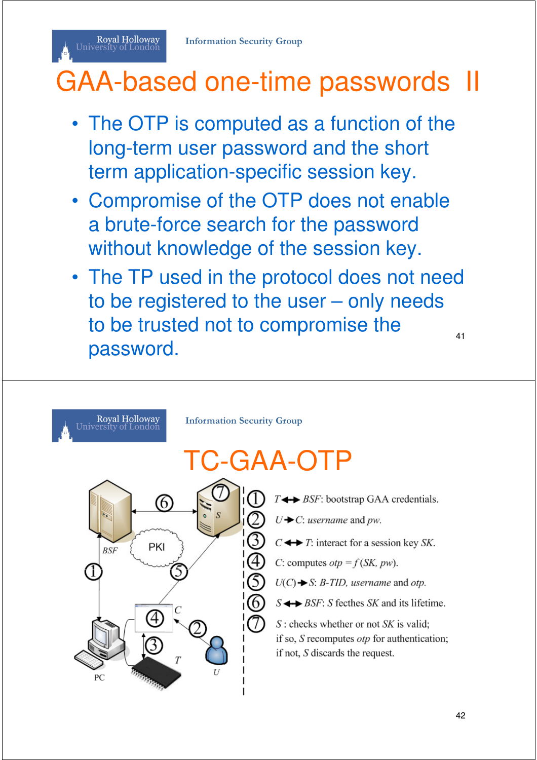# GAA-based one-time passwords II

- The OTP is computed as a function of the long-term user password and the short term application-specific session key.
- Compromise of the OTP does not enable a brute-force search for the password without knowledge of the session key.
- The TP used in the protocol does not need to be registered to the user – only needs to be trusted not to compromise the password.

# TC-GAA-OTP

1. $T \leftrightarrow BSF$: bootstrap GAA credentials.
2. $U \rightarrow C$: *username* and *pw*.
3. $C \leftrightarrow T$: interact for a session key $SK$.
4. $C$: computes $otp = f(SK, pw)$.
5. $U(C) \rightarrow S$: *B-TID*, *username* and *otp*.
6. $S \leftrightarrow BSF$: $S$ fecthes $SK$ and its lifetime.
7. $S$ : checks whether or not $SK$ is valid; if so, $S$ recomputes *otp* for authentication; if not, $S$ discards the request.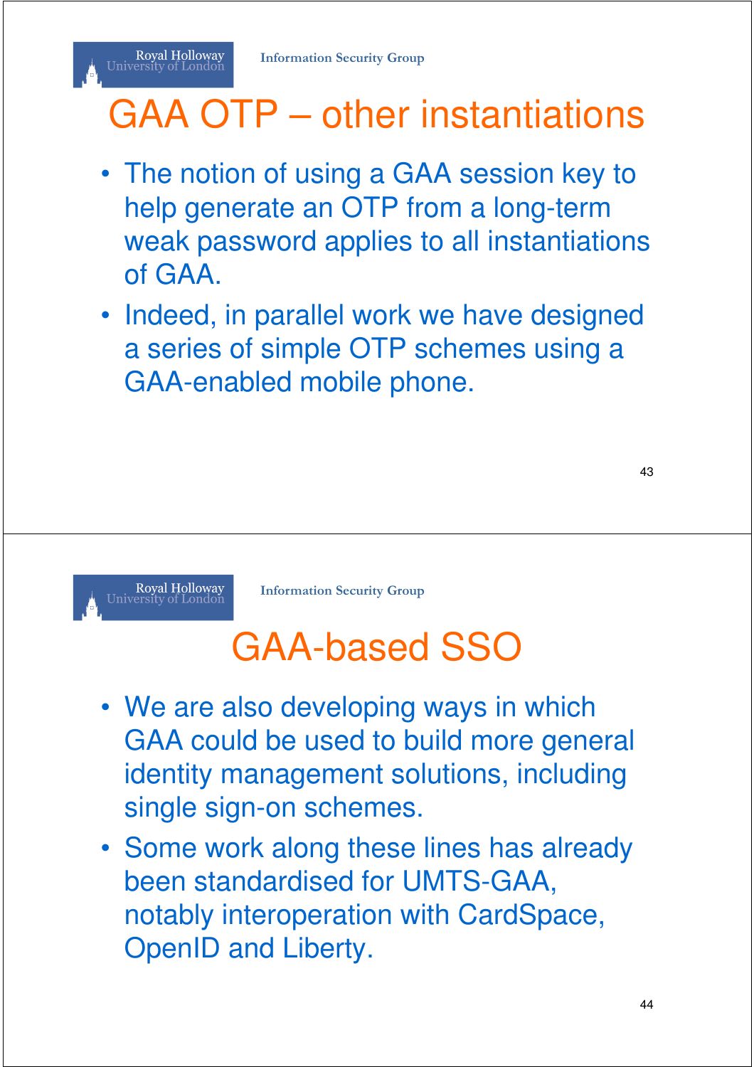# GAA OTP – other instantiations

- The notion of using a GAA session key to help generate an OTP from a long-term weak password applies to all instantiations of GAA.
- Indeed, in parallel work we have designed a series of simple OTP schemes using a GAA-enabled mobile phone.

# GAA-based SSO

- We are also developing ways in which GAA could be used to build more general identity management solutions, including single sign-on schemes.
- Some work along these lines has already been standardised for UMTS-GAA, notably interoperation with CardSpace, OpenID and Liberty.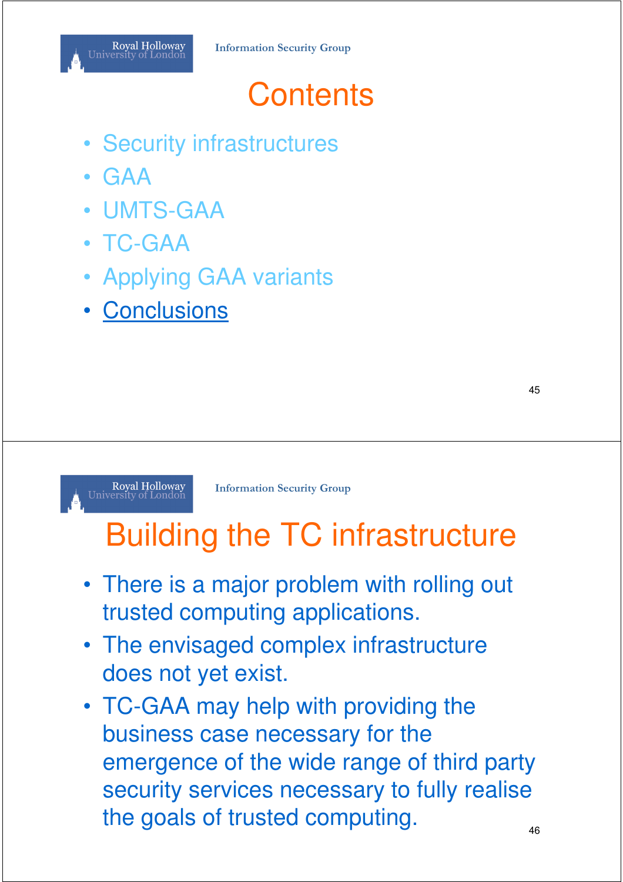# Contents

- Security infrastructures
- GAA
- UMTS-GAA
- TC-GAA
- Applying GAA variants
- Conclusions

# Building the TC infrastructure

- There is a major problem with rolling out trusted computing applications.
- The envisaged complex infrastructure does not yet exist.
- TC-GAA may help with providing the business case necessary for the emergence of the wide range of third party security services necessary to fully realise the goals of trusted computing.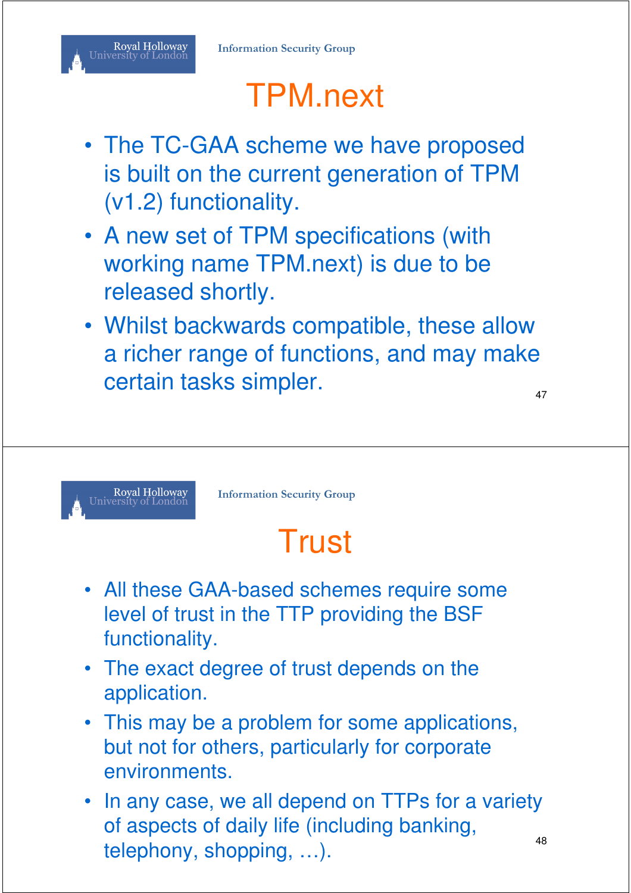## TPM.next

- The TC-GAA scheme we have proposed is built on the current generation of TPM (v1.2) functionality.
- A new set of TPM specifications (with working name TPM.next) is due to be released shortly.
- Whilst backwards compatible, these allow a richer range of functions, and may make certain tasks simpler.

## Trust

- All these GAA-based schemes require some level of trust in the TTP providing the BSF functionality.
- The exact degree of trust depends on the application.
- This may be a problem for some applications, but not for others, particularly for corporate environments.
- In any case, we all depend on TTPs for a variety of aspects of daily life (including banking, telephony, shopping, …).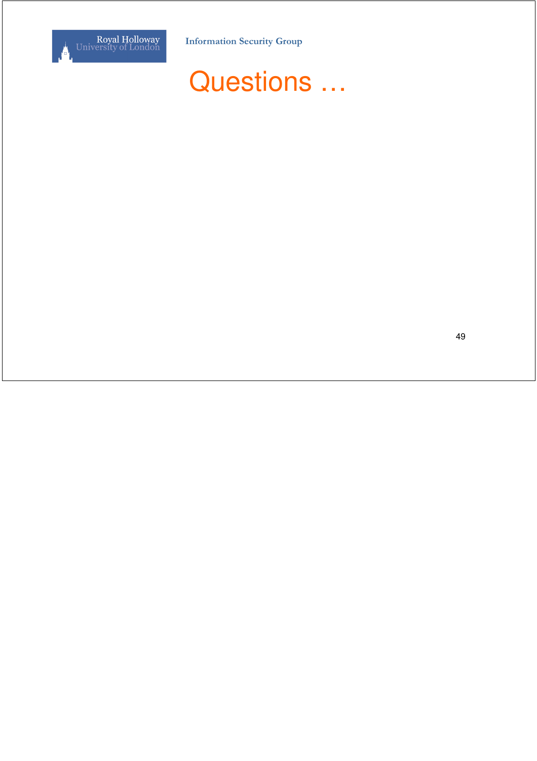# Questions …